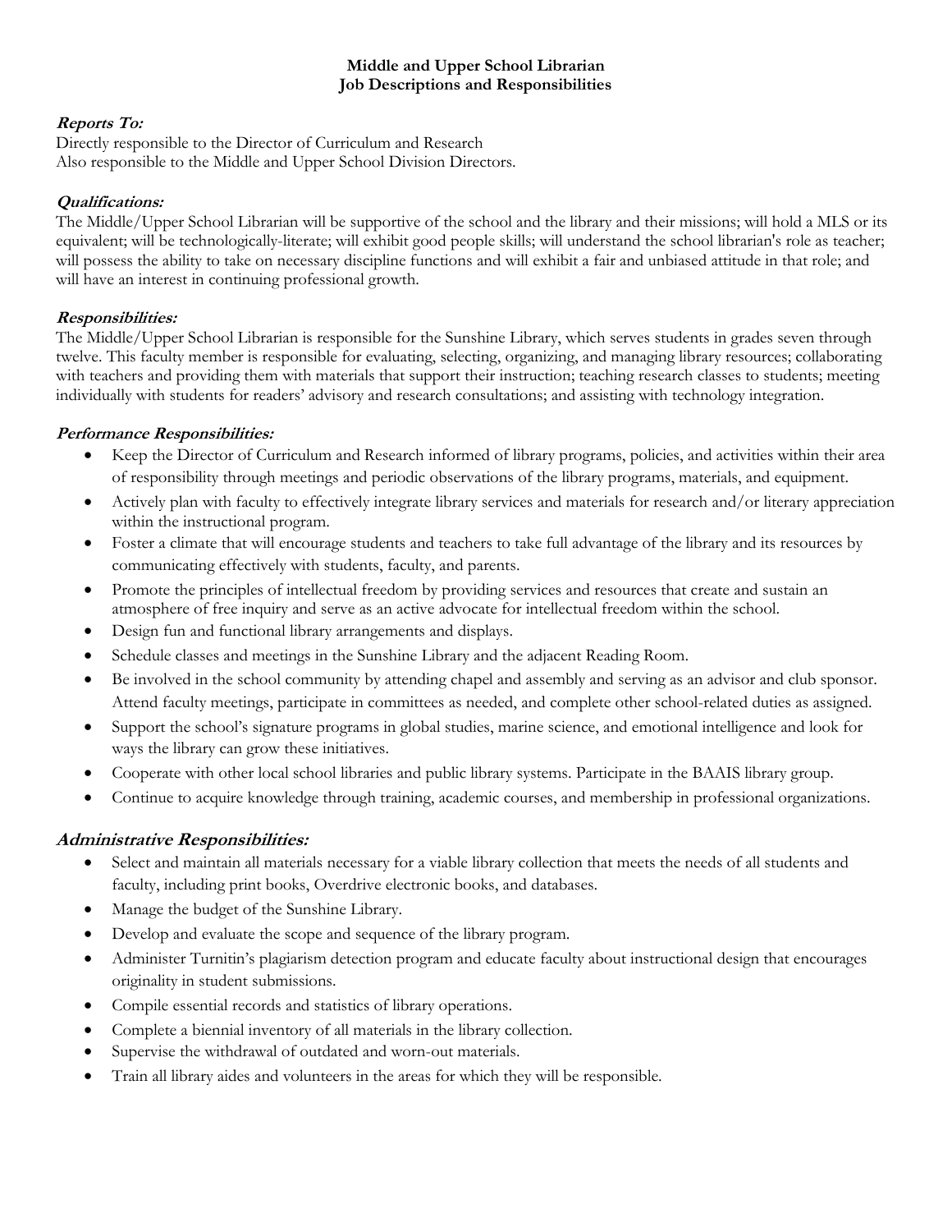**Middle and Upper School Librarian**
**Job Descriptions and Responsibilities**

***Reports To:***

Directly responsible to the Director of Curriculum and Research
Also responsible to the Middle and Upper School Division Directors.

***Qualifications:***

The Middle/Upper School Librarian will be supportive of the school and the library and their missions; will hold a MLS or its equivalent; will be technologically-literate; will exhibit good people skills; will understand the school librarian's role as teacher; will possess the ability to take on necessary discipline functions and will exhibit a fair and unbiased attitude in that role; and will have an interest in continuing professional growth.

***Responsibilities:***

The Middle/Upper School Librarian is responsible for the Sunshine Library, which serves students in grades seven through twelve. This faculty member is responsible for evaluating, selecting, organizing, and managing library resources; collaborating with teachers and providing them with materials that support their instruction; teaching research classes to students; meeting individually with students for readers' advisory and research consultations; and assisting with technology integration.

***Performance Responsibilities:***

- Keep the Director of Curriculum and Research informed of library programs, policies, and activities within their area of responsibility through meetings and periodic observations of the library programs, materials, and equipment.
- Actively plan with faculty to effectively integrate library services and materials for research and/or literary appreciation within the instructional program.
- Foster a climate that will encourage students and teachers to take full advantage of the library and its resources by communicating effectively with students, faculty, and parents.
- Promote the principles of intellectual freedom by providing services and resources that create and sustain an atmosphere of free inquiry and serve as an active advocate for intellectual freedom within the school.
- Design fun and functional library arrangements and displays.
- Schedule classes and meetings in the Sunshine Library and the adjacent Reading Room.
- Be involved in the school community by attending chapel and assembly and serving as an advisor and club sponsor. Attend faculty meetings, participate in committees as needed, and complete other school-related duties as assigned.
- Support the school's signature programs in global studies, marine science, and emotional intelligence and look for ways the library can grow these initiatives.
- Cooperate with other local school libraries and public library systems. Participate in the BAAIS library group.
- Continue to acquire knowledge through training, academic courses, and membership in professional organizations.

## ***Administrative Responsibilities:***

- Select and maintain all materials necessary for a viable library collection that meets the needs of all students and faculty, including print books, Overdrive electronic books, and databases.
- Manage the budget of the Sunshine Library.
- Develop and evaluate the scope and sequence of the library program.
- Administer Turnitin's plagiarism detection program and educate faculty about instructional design that encourages originality in student submissions.
- Compile essential records and statistics of library operations.
- Complete a biennial inventory of all materials in the library collection.
- Supervise the withdrawal of outdated and worn-out materials.
- Train all library aides and volunteers in the areas for which they will be responsible.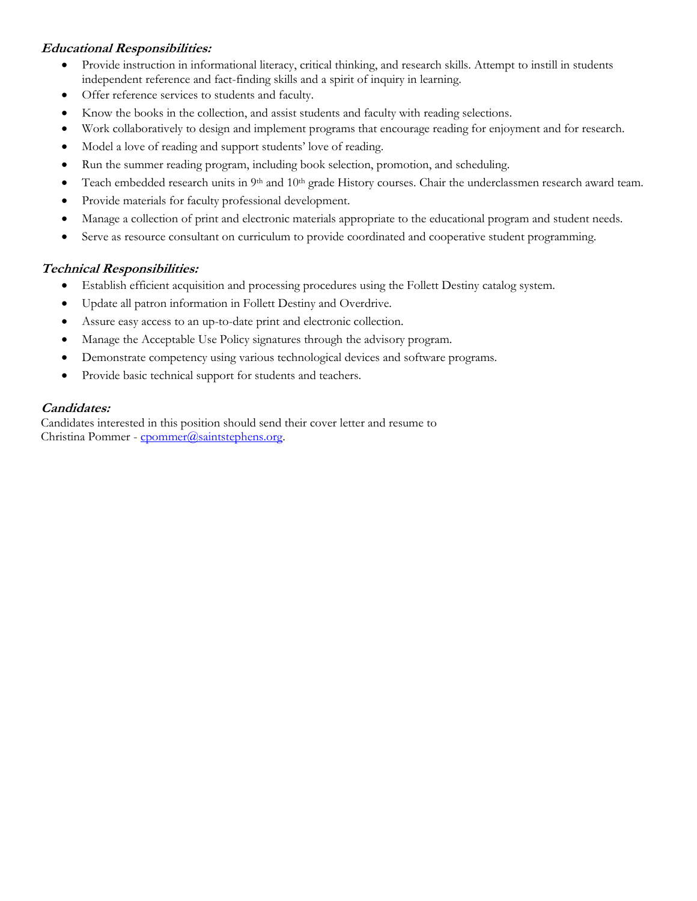***Educational Responsibilities:***

- Provide instruction in informational literacy, critical thinking, and research skills. Attempt to instill in students independent reference and fact-finding skills and a spirit of inquiry in learning.
- Offer reference services to students and faculty.
- Know the books in the collection, and assist students and faculty with reading selections.
- Work collaboratively to design and implement programs that encourage reading for enjoyment and for research.
- Model a love of reading and support students' love of reading.
- Run the summer reading program, including book selection, promotion, and scheduling.
- Teach embedded research units in 9th and 10th grade History courses. Chair the underclassmen research award team.
- Provide materials for faculty professional development.
- Manage a collection of print and electronic materials appropriate to the educational program and student needs.
- Serve as resource consultant on curriculum to provide coordinated and cooperative student programming.

***Technical Responsibilities:***

- Establish efficient acquisition and processing procedures using the Follett Destiny catalog system.
- Update all patron information in Follett Destiny and Overdrive.
- Assure easy access to an up-to-date print and electronic collection.
- Manage the Acceptable Use Policy signatures through the advisory program.
- Demonstrate competency using various technological devices and software programs.
- Provide basic technical support for students and teachers.

***Candidates:***

Candidates interested in this position should send their cover letter and resume to
Christina Pommer - cpommer@saintstephens.org.